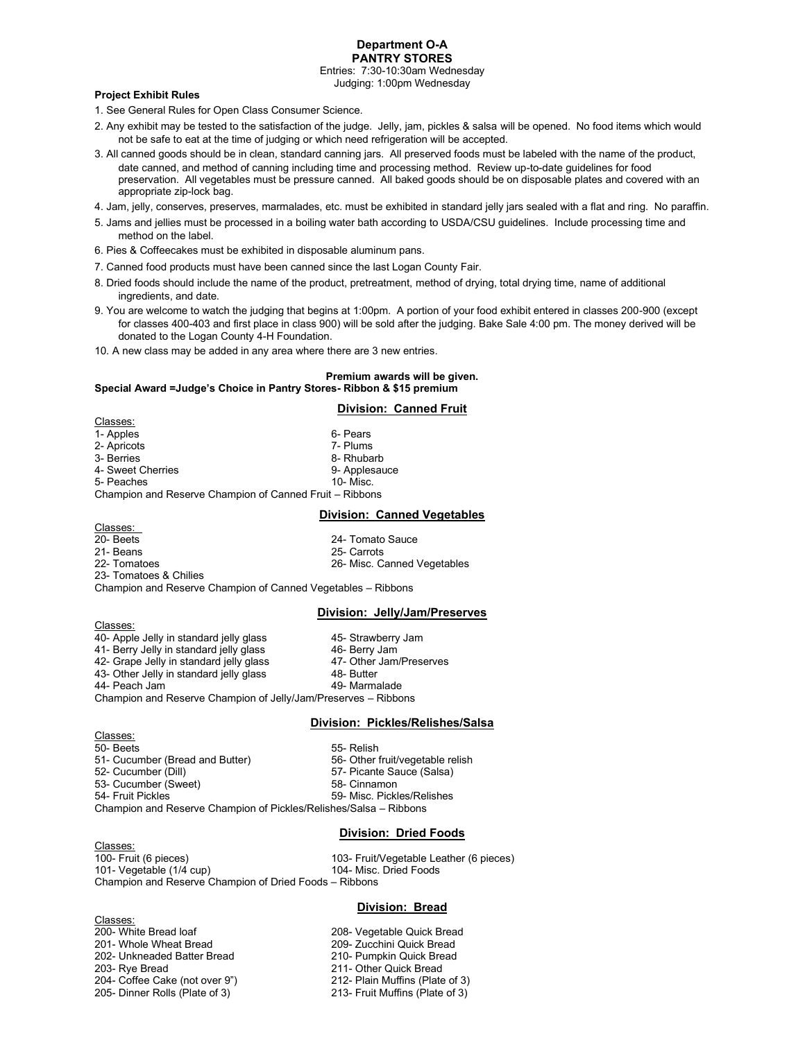# Department O-A
## PANTRY STORES

Entries: 7:30-10:30am Wednesday
Judging: 1:00pm Wednesday

**Project Exhibit Rules**

1. See General Rules for Open Class Consumer Science.
2. Any exhibit may be tested to the satisfaction of the judge. Jelly, jam, pickles & salsa will be opened. No food items which would not be safe to eat at the time of judging or which need refrigeration will be accepted.
3. All canned goods should be in clean, standard canning jars. All preserved foods must be labeled with the name of the product, date canned, and method of canning including time and processing method. Review up-to-date guidelines for food preservation. All vegetables must be pressure canned. All baked goods should be on disposable plates and covered with an appropriate zip-lock bag.
4. Jam, jelly, conserves, preserves, marmalades, etc. must be exhibited in standard jelly jars sealed with a flat and ring. No paraffin.
5. Jams and jellies must be processed in a boiling water bath according to USDA/CSU guidelines. Include processing time and method on the label.
6. Pies & Coffeecakes must be exhibited in disposable aluminum pans.
7. Canned food products must have been canned since the last Logan County Fair.
8. Dried foods should include the name of the product, pretreatment, method of drying, total drying time, name of additional ingredients, and date.
9. You are welcome to watch the judging that begins at 1:00pm. A portion of your food exhibit entered in classes 200-900 (except for classes 400-403 and first place in class 900) will be sold after the judging. Bake Sale 4:00 pm. The money derived will be donated to the Logan County 4-H Foundation.
10. A new class may be added in any area where there are 3 new entries.

**Premium awards will be given.**

**Special Award =Judge's Choice in Pantry Stores- Ribbon & $15 premium**

### Division: Canned Fruit

Classes:
- 1- Apples
- 2- Apricots
- 3- Berries
- 4- Sweet Cherries
- 5- Peaches
- 6- Pears
- 7- Plums
- 8- Rhubarb
- 9- Applesauce
- 10- Misc.

Champion and Reserve Champion of Canned Fruit – Ribbons

### Division: Canned Vegetables

Classes:
- 20- Beets
- 21- Beans
- 22- Tomatoes
- 23- Tomatoes & Chilies
- 24- Tomato Sauce
- 25- Carrots
- 26- Misc. Canned Vegetables

Champion and Reserve Champion of Canned Vegetables – Ribbons

### Division: Jelly/Jam/Preserves

Classes:
- 40- Apple Jelly in standard jelly glass
- 41- Berry Jelly in standard jelly glass
- 42- Grape Jelly in standard jelly glass
- 43- Other Jelly in standard jelly glass
- 44- Peach Jam
- 45- Strawberry Jam
- 46- Berry Jam
- 47- Other Jam/Preserves
- 48- Butter
- 49- Marmalade

Champion and Reserve Champion of Jelly/Jam/Preserves – Ribbons

### Division: Pickles/Relishes/Salsa

Classes:
- 50- Beets
- 51- Cucumber (Bread and Butter)
- 52- Cucumber (Dill)
- 53- Cucumber (Sweet)
- 54- Fruit Pickles
- 55- Relish
- 56- Other fruit/vegetable relish
- 57- Picante Sauce (Salsa)
- 58- Cinnamon
- 59- Misc. Pickles/Relishes

Champion and Reserve Champion of Pickles/Relishes/Salsa – Ribbons

### Division: Dried Foods

Classes:
- 100- Fruit (6 pieces)
- 101- Vegetable (1/4 cup)
- 103- Fruit/Vegetable Leather (6 pieces)
- 104- Misc. Dried Foods

Champion and Reserve Champion of Dried Foods – Ribbons

### Division: Bread

Classes:
- 200- White Bread loaf
- 201- Whole Wheat Bread
- 202- Unkneaded Batter Bread
- 203- Rye Bread
- 204- Coffee Cake (not over 9")
- 205- Dinner Rolls (Plate of 3)
- 208- Vegetable Quick Bread
- 209- Zucchini Quick Bread
- 210- Pumpkin Quick Bread
- 211- Other Quick Bread
- 212- Plain Muffins (Plate of 3)
- 213- Fruit Muffins (Plate of 3)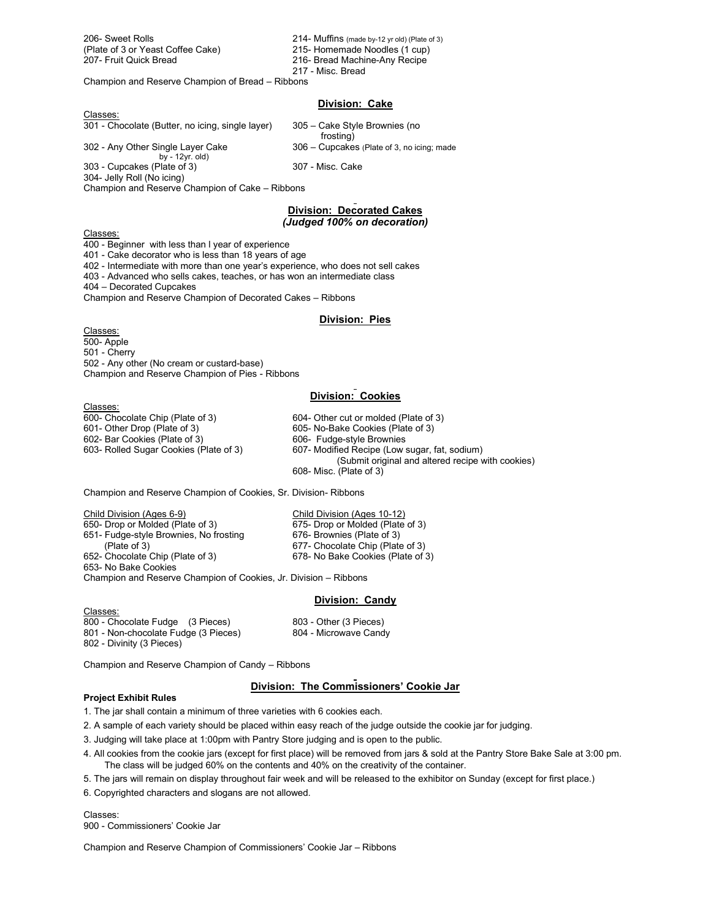206- Sweet Rolls
(Plate of 3 or Yeast Coffee Cake)
207- Fruit Quick Bread
214- Muffins (made by-12 yr old) (Plate of 3)
215- Homemade Noodles (1 cup)
216- Bread Machine-Any Recipe
217 - Misc. Bread

Champion and Reserve Champion of Bread – Ribbons

## Division: Cake

Classes:

301 - Chocolate (Butter, no icing, single layer)
302 - Any Other Single Layer Cake
303 - Cupcakes (Plate of 3)
304- Jelly Roll (No icing)
305 – Cake Style Brownies (no frosting)
306 – Cupcakes (Plate of 3, no icing; made by - 12yr. old)
307 - Misc. Cake

Champion and Reserve Champion of Cake – Ribbons

## Division: Decorated Cakes
***(Judged 100% on decoration)***

Classes:

400 - Beginner with less than l year of experience
401 - Cake decorator who is less than 18 years of age
402 - Intermediate with more than one year's experience, who does not sell cakes
403 - Advanced who sells cakes, teaches, or has won an intermediate class
404 – Decorated Cupcakes

Champion and Reserve Champion of Decorated Cakes – Ribbons

## Division: Pies

Classes:

500- Apple
501 - Cherry
502 - Any other (No cream or custard-base)

Champion and Reserve Champion of Pies - Ribbons

## Division: Cookies

Classes:

600- Chocolate Chip (Plate of 3)
601- Other Drop (Plate of 3)
602- Bar Cookies (Plate of 3)
603- Rolled Sugar Cookies (Plate of 3)
604- Other cut or molded (Plate of 3)
605- No-Bake Cookies (Plate of 3)
606- Fudge-style Brownies
607- Modified Recipe (Low sugar, fat, sodium) (Submit original and altered recipe with cookies)
608- Misc. (Plate of 3)

Champion and Reserve Champion of Cookies, Sr. Division- Ribbons

Child Division (Ages 6-9)

650- Drop or Molded (Plate of 3)
651- Fudge-style Brownies, No frosting (Plate of 3)
652- Chocolate Chip (Plate of 3)
653- No Bake Cookies

Child Division (Ages 10-12)

675- Drop or Molded (Plate of 3)
676- Brownies (Plate of 3)
677- Chocolate Chip (Plate of 3)
678- No Bake Cookies (Plate of 3)

Champion and Reserve Champion of Cookies, Jr. Division – Ribbons

## Division: Candy

Classes:

800 - Chocolate Fudge (3 Pieces)
801 - Non-chocolate Fudge (3 Pieces)
802 - Divinity (3 Pieces)
803 - Other (3 Pieces)
804 - Microwave Candy

Champion and Reserve Champion of Candy – Ribbons

## Division: The Commissioners' Cookie Jar

**Project Exhibit Rules**

1. The jar shall contain a minimum of three varieties with 6 cookies each.
2. A sample of each variety should be placed within easy reach of the judge outside the cookie jar for judging.
3. Judging will take place at 1:00pm with Pantry Store judging and is open to the public.
4. All cookies from the cookie jars (except for first place) will be removed from jars & sold at the Pantry Store Bake Sale at 3:00 pm. The class will be judged 60% on the contents and 40% on the creativity of the container.
5. The jars will remain on display throughout fair week and will be released to the exhibitor on Sunday (except for first place.)
6. Copyrighted characters and slogans are not allowed.

Classes:

900 - Commissioners' Cookie Jar

Champion and Reserve Champion of Commissioners' Cookie Jar – Ribbons